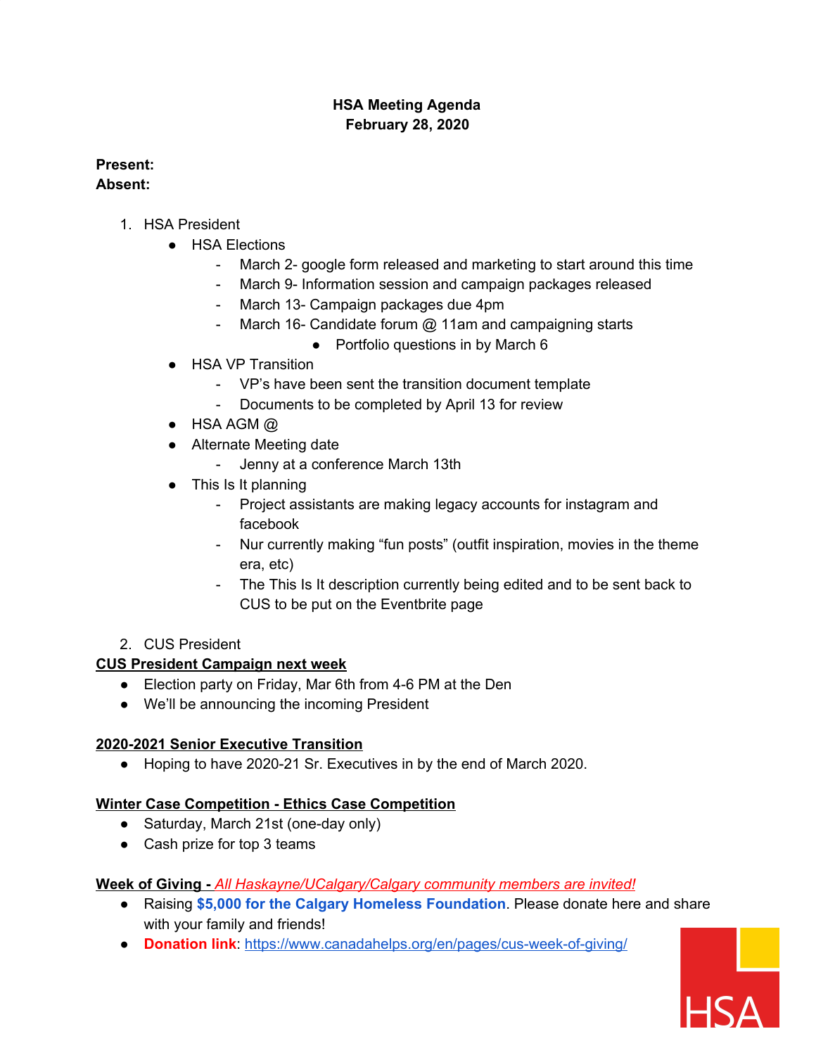**HSA Meeting Agenda**
**February 28, 2020**

**Present:**
**Absent:**

1. HSA President
   - HSA Elections
     - March 2- google form released and marketing to start around this time
     - March 9- Information session and campaign packages released
     - March 13- Campaign packages due 4pm
     - March 16- Candidate forum @ 11am and campaigning starts
       - Portfolio questions in by March 6
   - HSA VP Transition
     - VP's have been sent the transition document template
     - Documents to be completed by April 13 for review
   - HSA AGM @
   - Alternate Meeting date
     - Jenny at a conference March 13th
   - This Is It planning
     - Project assistants are making legacy accounts for instagram and facebook
     - Nur currently making "fun posts" (outfit inspiration, movies in the theme era, etc)
     - The This Is It description currently being edited and to be sent back to CUS to be put on the Eventbrite page

2. CUS President

**CUS President Campaign next week**

- Election party on Friday, Mar 6th from 4-6 PM at the Den
- We'll be announcing the incoming President

**2020-2021 Senior Executive Transition**

- Hoping to have 2020-21 Sr. Executives in by the end of March 2020.

**Winter Case Competition - Ethics Case Competition**

- Saturday, March 21st (one-day only)
- Cash prize for top 3 teams

**Week of Giving -** *All Haskayne/UCalgary/Calgary community members are invited!*

- Raising **$5,000 for the Calgary Homeless Foundation**. Please donate here and share with your family and friends!
- **Donation link**: https://www.canadahelps.org/en/pages/cus-week-of-giving/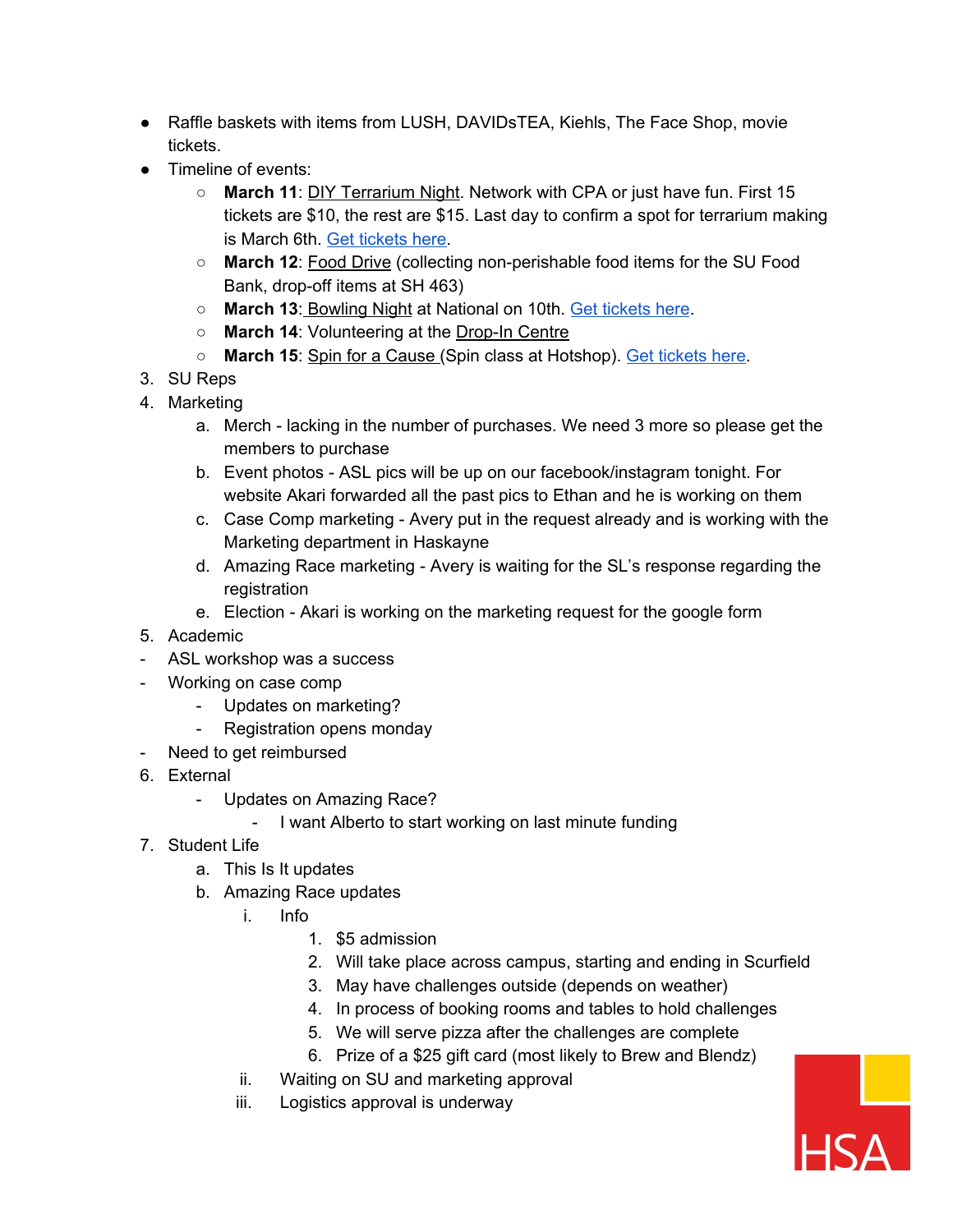- Raffle baskets with items from LUSH, DAVIDsTEA, Kiehls, The Face Shop, movie tickets.
- Timeline of events:
    - **March 11**: DIY Terrarium Night. Network with CPA or just have fun. First 15 tickets are $10, the rest are $15. Last day to confirm a spot for terrarium making is March 6th. Get tickets here.
    - **March 12**: Food Drive (collecting non-perishable food items for the SU Food Bank, drop-off items at SH 463)
    - **March 13**: Bowling Night at National on 10th. Get tickets here.
    - **March 14**: Volunteering at the Drop-In Centre
    - **March 15**: Spin for a Cause (Spin class at Hotshop). Get tickets here.

3. SU Reps
4. Marketing
    a. Merch - lacking in the number of purchases. We need 3 more so please get the members to purchase
    b. Event photos - ASL pics will be up on our facebook/instagram tonight. For website Akari forwarded all the past pics to Ethan and he is working on them
    c. Case Comp marketing - Avery put in the request already and is working with the Marketing department in Haskayne
    d. Amazing Race marketing - Avery is waiting for the SL's response regarding the registration
    e. Election - Akari is working on the marketing request for the google form
5. Academic

- ASL workshop was a success
- Working on case comp
    - Updates on marketing?
    - Registration opens monday
- Need to get reimbursed

6. External
    - Updates on Amazing Race?
        - I want Alberto to start working on last minute funding
7. Student Life
    a. This Is It updates
    b. Amazing Race updates
        i. Info
            1. $5 admission
            2. Will take place across campus, starting and ending in Scurfield
            3. May have challenges outside (depends on weather)
            4. In process of booking rooms and tables to hold challenges
            5. We will serve pizza after the challenges are complete
            6. Prize of a $25 gift card (most likely to Brew and Blendz)
        ii. Waiting on SU and marketing approval
        iii. Logistics approval is underway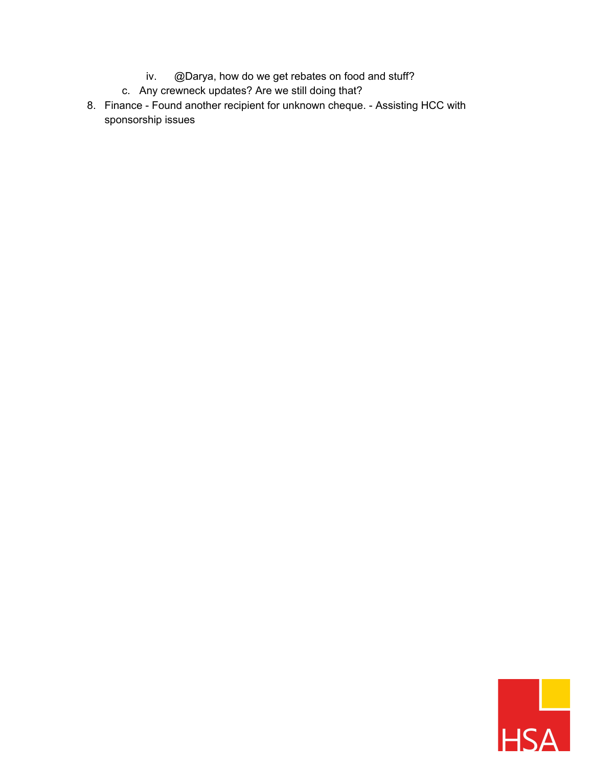iv. @Darya, how do we get rebates on food and stuff?

  c. Any crewneck updates? Are we still doing that?

8. Finance - Found another recipient for unknown cheque. - Assisting HCC with sponsorship issues